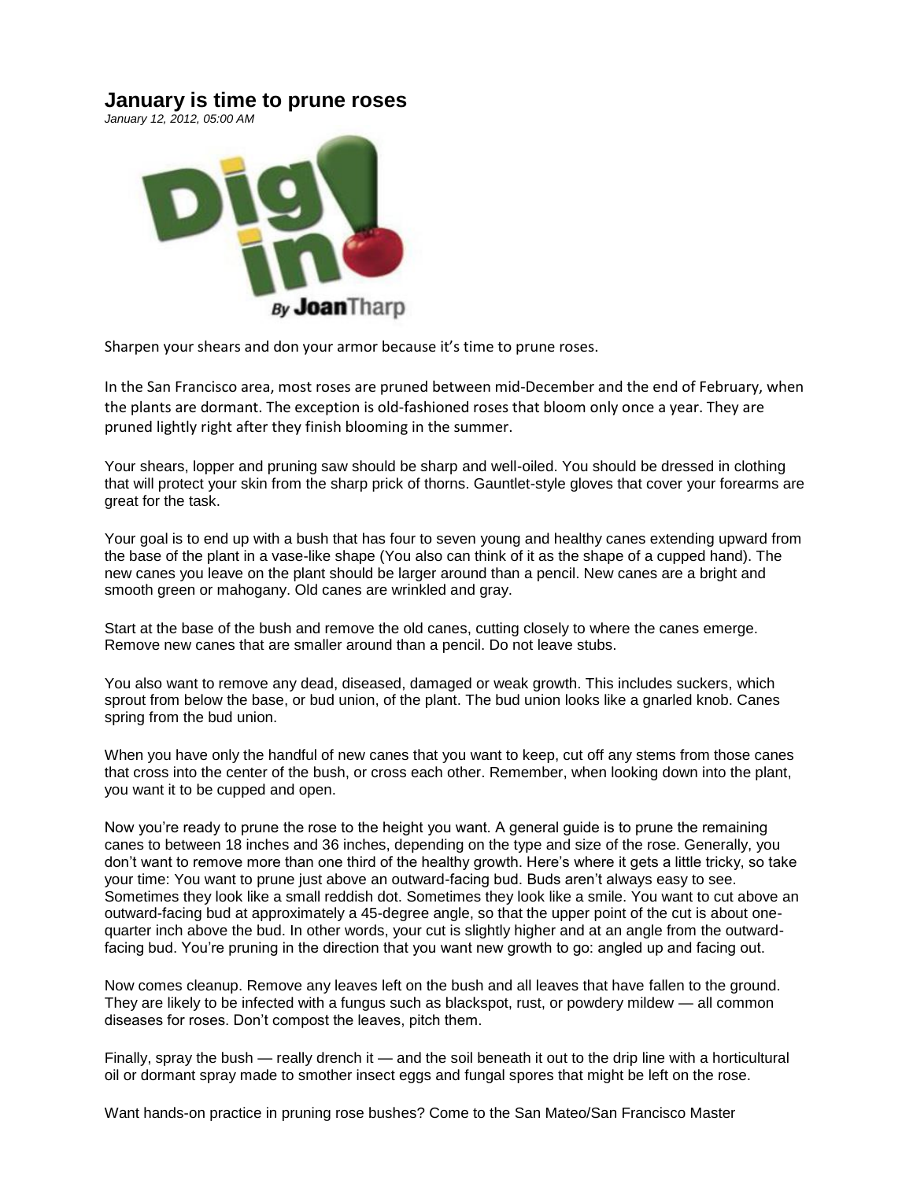# January is time to prune roses

*January 12, 2012, 05:00 AM*

Dig in! By Joan Tharp

Sharpen your shears and don your armor because it's time to prune roses.

In the San Francisco area, most roses are pruned between mid-December and the end of February, when the plants are dormant. The exception is old-fashioned roses that bloom only once a year. They are pruned lightly right after they finish blooming in the summer.

Your shears, lopper and pruning saw should be sharp and well-oiled. You should be dressed in clothing that will protect your skin from the sharp prick of thorns. Gauntlet-style gloves that cover your forearms are great for the task.

Your goal is to end up with a bush that has four to seven young and healthy canes extending upward from the base of the plant in a vase-like shape (You also can think of it as the shape of a cupped hand). The new canes you leave on the plant should be larger around than a pencil. New canes are a bright and smooth green or mahogany. Old canes are wrinkled and gray.

Start at the base of the bush and remove the old canes, cutting closely to where the canes emerge. Remove new canes that are smaller around than a pencil. Do not leave stubs.

You also want to remove any dead, diseased, damaged or weak growth. This includes suckers, which sprout from below the base, or bud union, of the plant. The bud union looks like a gnarled knob. Canes spring from the bud union.

When you have only the handful of new canes that you want to keep, cut off any stems from those canes that cross into the center of the bush, or cross each other. Remember, when looking down into the plant, you want it to be cupped and open.

Now you're ready to prune the rose to the height you want. A general guide is to prune the remaining canes to between 18 inches and 36 inches, depending on the type and size of the rose. Generally, you don't want to remove more than one third of the healthy growth. Here's where it gets a little tricky, so take your time: You want to prune just above an outward-facing bud. Buds aren't always easy to see. Sometimes they look like a small reddish dot. Sometimes they look like a smile. You want to cut above an outward-facing bud at approximately a 45-degree angle, so that the upper point of the cut is about one-quarter inch above the bud. In other words, your cut is slightly higher and at an angle from the outward-facing bud. You're pruning in the direction that you want new growth to go: angled up and facing out.

Now comes cleanup. Remove any leaves left on the bush and all leaves that have fallen to the ground. They are likely to be infected with a fungus such as blackspot, rust, or powdery mildew — all common diseases for roses. Don't compost the leaves, pitch them.

Finally, spray the bush — really drench it — and the soil beneath it out to the drip line with a horticultural oil or dormant spray made to smother insect eggs and fungal spores that might be left on the rose.

Want hands-on practice in pruning rose bushes? Come to the San Mateo/San Francisco Master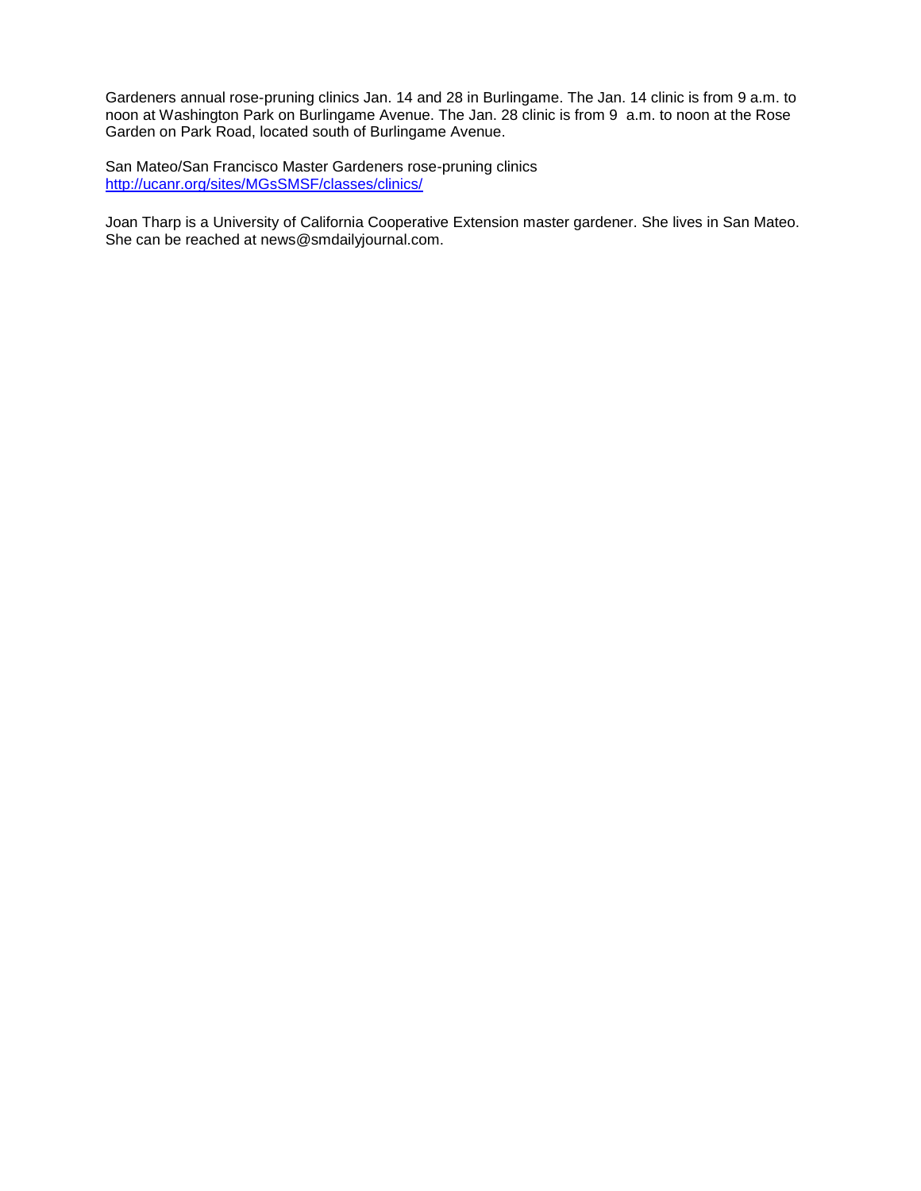Gardeners annual rose-pruning clinics Jan. 14 and 28 in Burlingame. The Jan. 14 clinic is from 9 a.m. to noon at Washington Park on Burlingame Avenue. The Jan. 28 clinic is from 9 a.m. to noon at the Rose Garden on Park Road, located south of Burlingame Avenue.

San Mateo/San Francisco Master Gardeners rose-pruning clinics
[http://ucanr.org/sites/MGsSMSF/classes/clinics/](http://ucanr.org/sites/MGsSMSF/classes/clinics/)

Joan Tharp is a University of California Cooperative Extension master gardener. She lives in San Mateo. She can be reached at news@smdailyjournal.com.